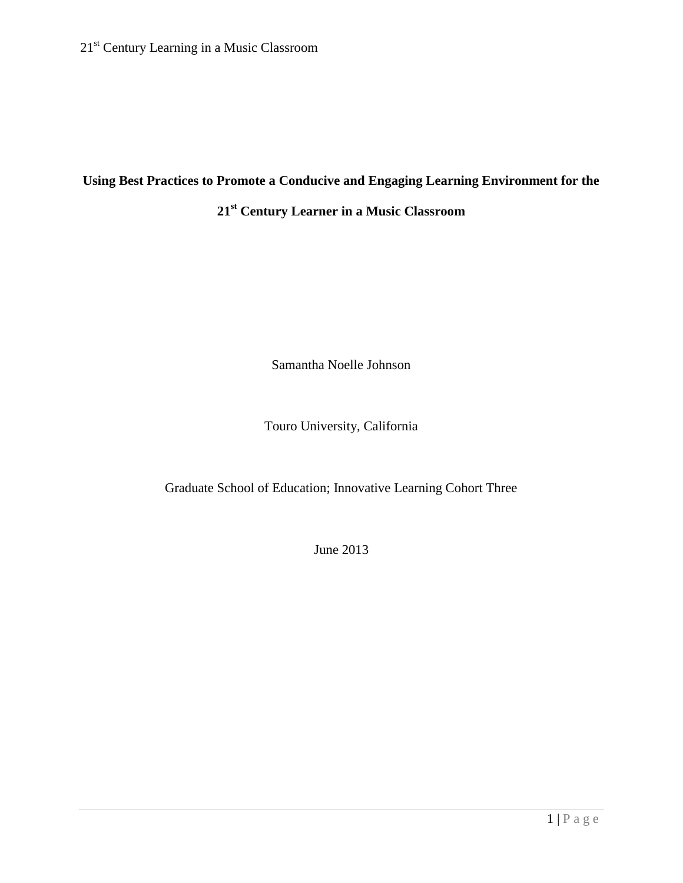# Using Best Practices to Promote a Conducive and Engaging Learning Environment for the 21st Century Learner in a Music Classroom

Samantha Noelle Johnson

Touro University, California

Graduate School of Education; Innovative Learning Cohort Three

June 2013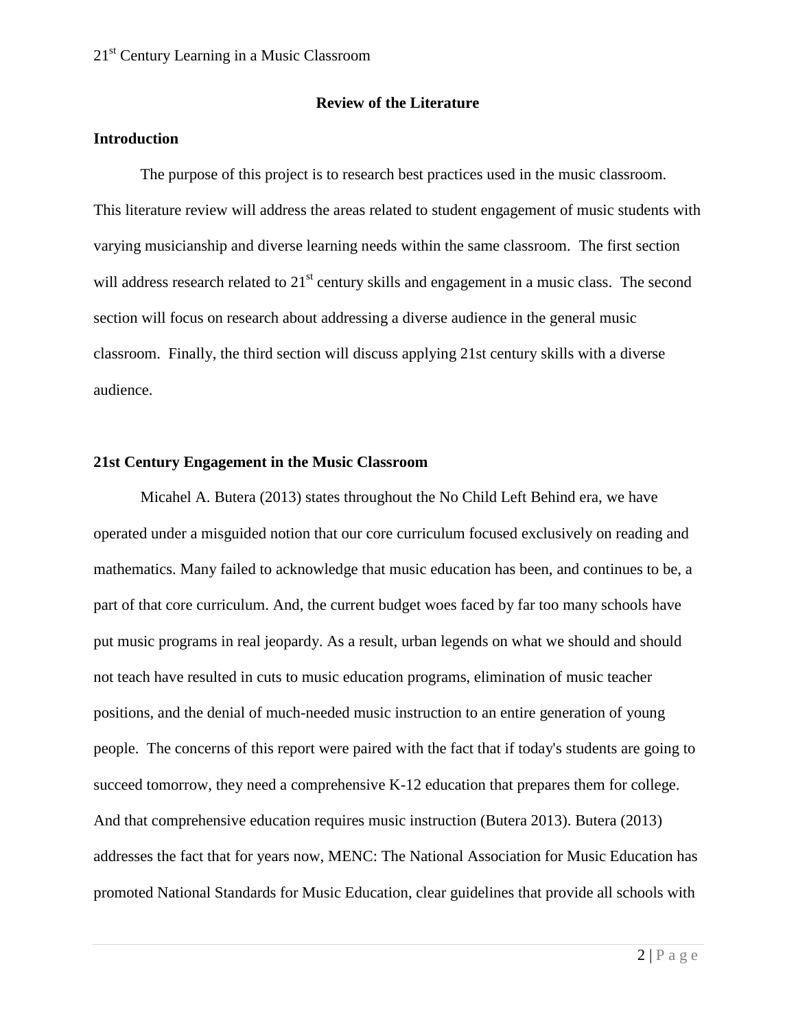## Review of the Literature

### Introduction

The purpose of this project is to research best practices used in the music classroom. This literature review will address the areas related to student engagement of music students with varying musicianship and diverse learning needs within the same classroom. The first section will address research related to 21st century skills and engagement in a music class. The second section will focus on research about addressing a diverse audience in the general music classroom. Finally, the third section will discuss applying 21st century skills with a diverse audience.

### 21st Century Engagement in the Music Classroom

Micahel A. Butera (2013) states throughout the No Child Left Behind era, we have operated under a misguided notion that our core curriculum focused exclusively on reading and mathematics. Many failed to acknowledge that music education has been, and continues to be, a part of that core curriculum. And, the current budget woes faced by far too many schools have put music programs in real jeopardy. As a result, urban legends on what we should and should not teach have resulted in cuts to music education programs, elimination of music teacher positions, and the denial of much-needed music instruction to an entire generation of young people. The concerns of this report were paired with the fact that if today's students are going to succeed tomorrow, they need a comprehensive K-12 education that prepares them for college. And that comprehensive education requires music instruction (Butera 2013). Butera (2013) addresses the fact that for years now, MENC: The National Association for Music Education has promoted National Standards for Music Education, clear guidelines that provide all schools with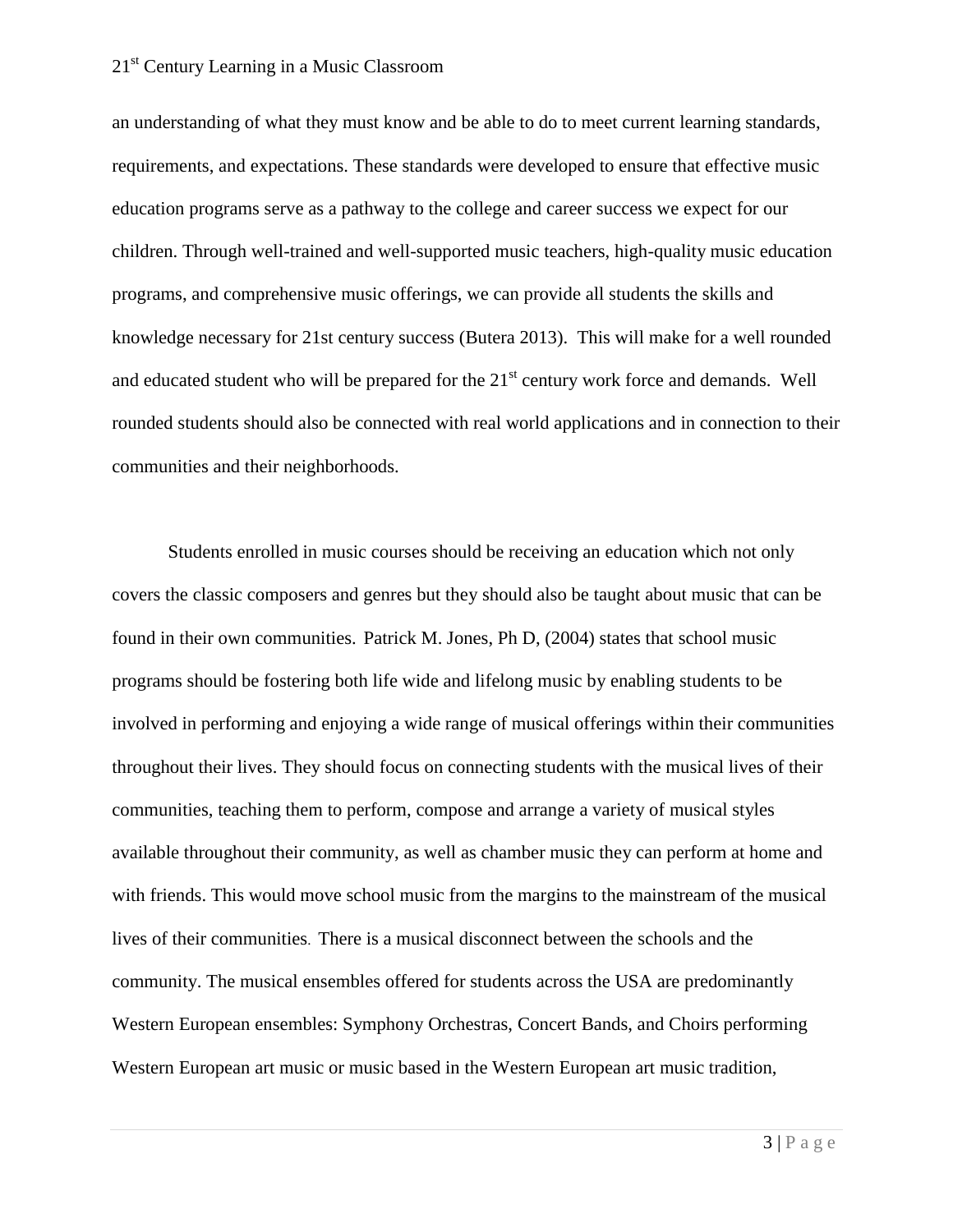an understanding of what they must know and be able to do to meet current learning standards, requirements, and expectations. These standards were developed to ensure that effective music education programs serve as a pathway to the college and career success we expect for our children. Through well-trained and well-supported music teachers, high-quality music education programs, and comprehensive music offerings, we can provide all students the skills and knowledge necessary for 21st century success (Butera 2013). This will make for a well rounded and educated student who will be prepared for the 21st century work force and demands. Well rounded students should also be connected with real world applications and in connection to their communities and their neighborhoods.

Students enrolled in music courses should be receiving an education which not only covers the classic composers and genres but they should also be taught about music that can be found in their own communities. Patrick M. Jones, Ph D, (2004) states that school music programs should be fostering both life wide and lifelong music by enabling students to be involved in performing and enjoying a wide range of musical offerings within their communities throughout their lives. They should focus on connecting students with the musical lives of their communities, teaching them to perform, compose and arrange a variety of musical styles available throughout their community, as well as chamber music they can perform at home and with friends. This would move school music from the margins to the mainstream of the musical lives of their communities. There is a musical disconnect between the schools and the community. The musical ensembles offered for students across the USA are predominantly Western European ensembles: Symphony Orchestras, Concert Bands, and Choirs performing Western European art music or music based in the Western European art music tradition,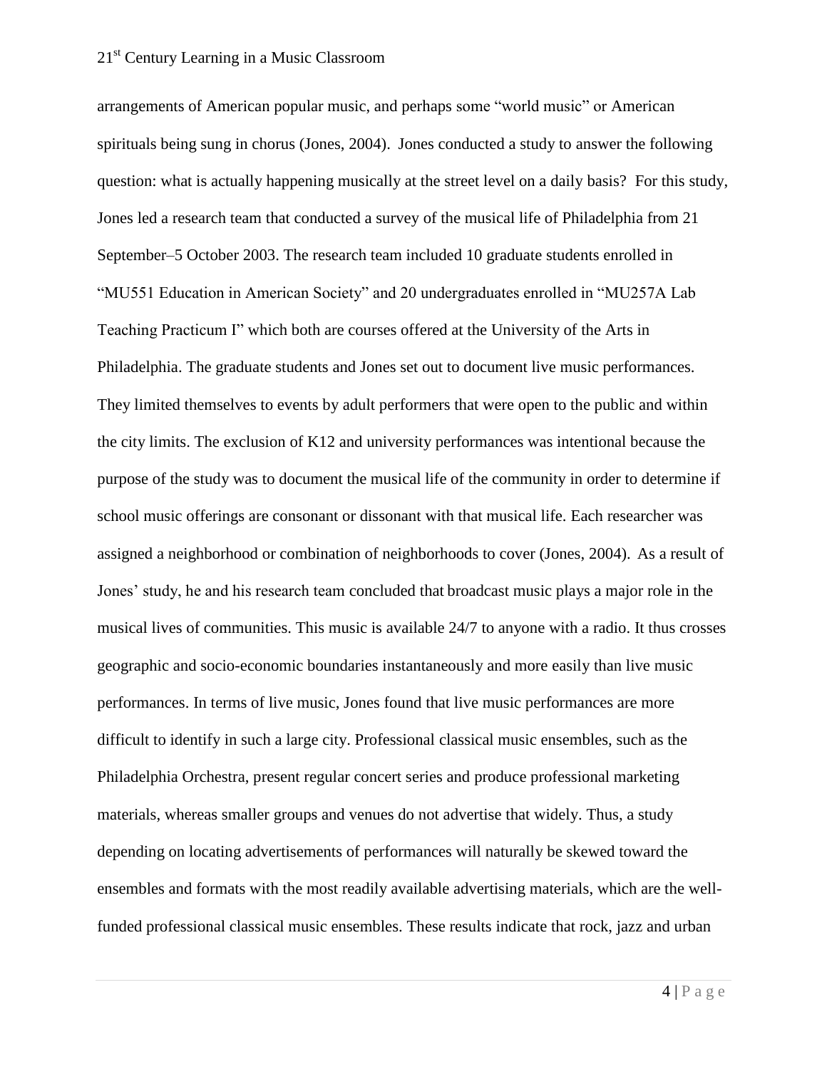arrangements of American popular music, and perhaps some "world music" or American spirituals being sung in chorus (Jones, 2004). Jones conducted a study to answer the following question: what is actually happening musically at the street level on a daily basis? For this study, Jones led a research team that conducted a survey of the musical life of Philadelphia from 21 September–5 October 2003. The research team included 10 graduate students enrolled in "MU551 Education in American Society" and 20 undergraduates enrolled in "MU257A Lab Teaching Practicum I" which both are courses offered at the University of the Arts in Philadelphia. The graduate students and Jones set out to document live music performances. They limited themselves to events by adult performers that were open to the public and within the city limits. The exclusion of K12 and university performances was intentional because the purpose of the study was to document the musical life of the community in order to determine if school music offerings are consonant or dissonant with that musical life. Each researcher was assigned a neighborhood or combination of neighborhoods to cover (Jones, 2004). As a result of Jones' study, he and his research team concluded that broadcast music plays a major role in the musical lives of communities. This music is available 24/7 to anyone with a radio. It thus crosses geographic and socio-economic boundaries instantaneously and more easily than live music performances. In terms of live music, Jones found that live music performances are more difficult to identify in such a large city. Professional classical music ensembles, such as the Philadelphia Orchestra, present regular concert series and produce professional marketing materials, whereas smaller groups and venues do not advertise that widely. Thus, a study depending on locating advertisements of performances will naturally be skewed toward the ensembles and formats with the most readily available advertising materials, which are the well-funded professional classical music ensembles. These results indicate that rock, jazz and urban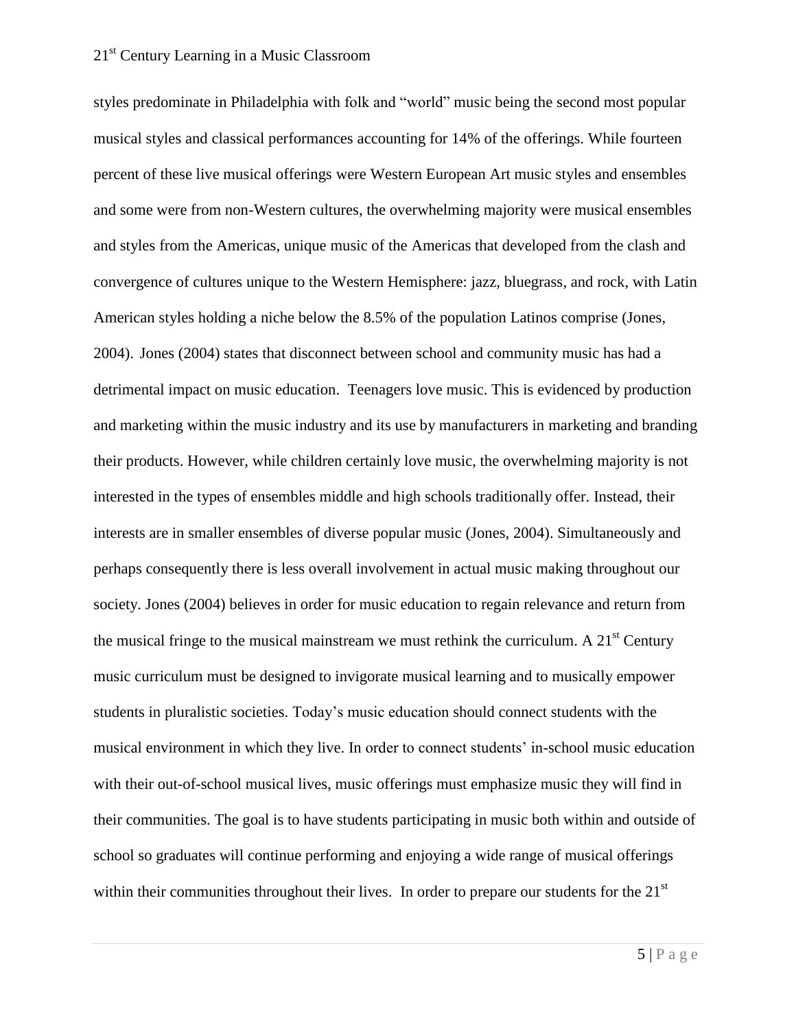styles predominate in Philadelphia with folk and "world" music being the second most popular musical styles and classical performances accounting for 14% of the offerings. While fourteen percent of these live musical offerings were Western European Art music styles and ensembles and some were from non-Western cultures, the overwhelming majority were musical ensembles and styles from the Americas, unique music of the Americas that developed from the clash and convergence of cultures unique to the Western Hemisphere: jazz, bluegrass, and rock, with Latin American styles holding a niche below the 8.5% of the population Latinos comprise (Jones, 2004). Jones (2004) states that disconnect between school and community music has had a detrimental impact on music education. Teenagers love music. This is evidenced by production and marketing within the music industry and its use by manufacturers in marketing and branding their products. However, while children certainly love music, the overwhelming majority is not interested in the types of ensembles middle and high schools traditionally offer. Instead, their interests are in smaller ensembles of diverse popular music (Jones, 2004). Simultaneously and perhaps consequently there is less overall involvement in actual music making throughout our society. Jones (2004) believes in order for music education to regain relevance and return from the musical fringe to the musical mainstream we must rethink the curriculum. A 21st Century music curriculum must be designed to invigorate musical learning and to musically empower students in pluralistic societies. Today's music education should connect students with the musical environment in which they live. In order to connect students' in-school music education with their out-of-school musical lives, music offerings must emphasize music they will find in their communities. The goal is to have students participating in music both within and outside of school so graduates will continue performing and enjoying a wide range of musical offerings within their communities throughout their lives. In order to prepare our students for the 21st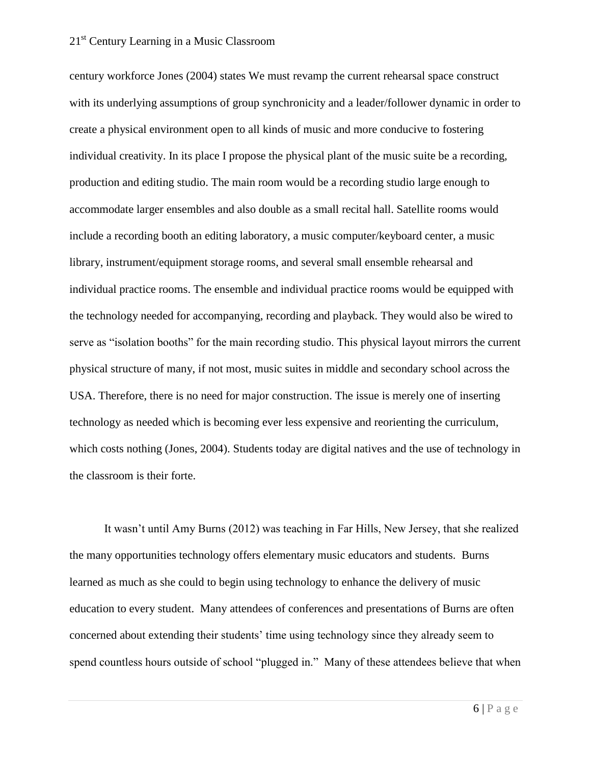century workforce Jones (2004) states We must revamp the current rehearsal space construct with its underlying assumptions of group synchronicity and a leader/follower dynamic in order to create a physical environment open to all kinds of music and more conducive to fostering individual creativity. In its place I propose the physical plant of the music suite be a recording, production and editing studio. The main room would be a recording studio large enough to accommodate larger ensembles and also double as a small recital hall. Satellite rooms would include a recording booth an editing laboratory, a music computer/keyboard center, a music library, instrument/equipment storage rooms, and several small ensemble rehearsal and individual practice rooms. The ensemble and individual practice rooms would be equipped with the technology needed for accompanying, recording and playback. They would also be wired to serve as "isolation booths" for the main recording studio. This physical layout mirrors the current physical structure of many, if not most, music suites in middle and secondary school across the USA. Therefore, there is no need for major construction. The issue is merely one of inserting technology as needed which is becoming ever less expensive and reorienting the curriculum, which costs nothing (Jones, 2004). Students today are digital natives and the use of technology in the classroom is their forte.

It wasn't until Amy Burns (2012) was teaching in Far Hills, New Jersey, that she realized the many opportunities technology offers elementary music educators and students. Burns learned as much as she could to begin using technology to enhance the delivery of music education to every student. Many attendees of conferences and presentations of Burns are often concerned about extending their students' time using technology since they already seem to spend countless hours outside of school "plugged in." Many of these attendees believe that when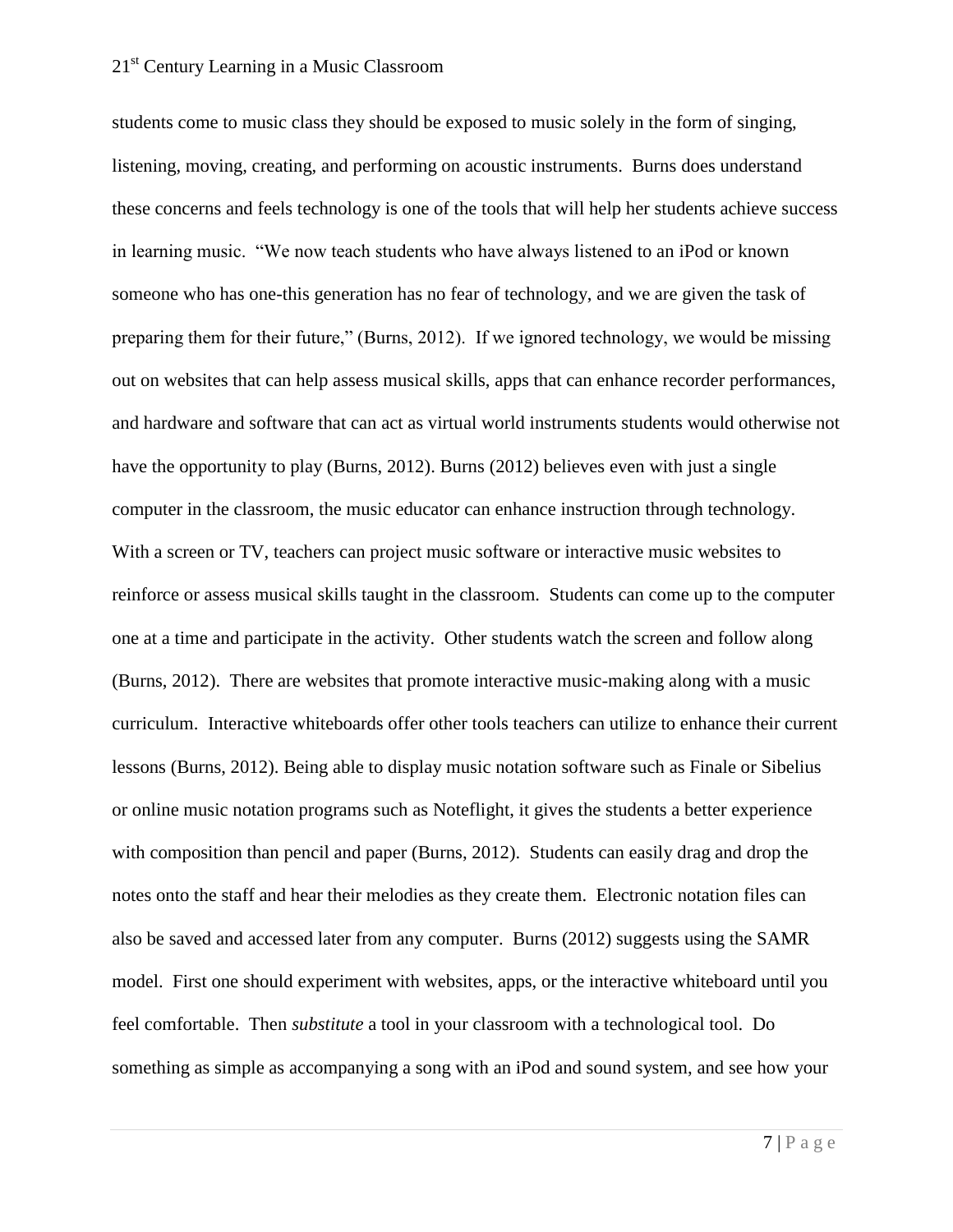students come to music class they should be exposed to music solely in the form of singing, listening, moving, creating, and performing on acoustic instruments. Burns does understand these concerns and feels technology is one of the tools that will help her students achieve success in learning music. "We now teach students who have always listened to an iPod or known someone who has one-this generation has no fear of technology, and we are given the task of preparing them for their future," (Burns, 2012). If we ignored technology, we would be missing out on websites that can help assess musical skills, apps that can enhance recorder performances, and hardware and software that can act as virtual world instruments students would otherwise not have the opportunity to play (Burns, 2012). Burns (2012) believes even with just a single computer in the classroom, the music educator can enhance instruction through technology. With a screen or TV, teachers can project music software or interactive music websites to reinforce or assess musical skills taught in the classroom. Students can come up to the computer one at a time and participate in the activity. Other students watch the screen and follow along (Burns, 2012). There are websites that promote interactive music-making along with a music curriculum. Interactive whiteboards offer other tools teachers can utilize to enhance their current lessons (Burns, 2012). Being able to display music notation software such as Finale or Sibelius or online music notation programs such as Noteflight, it gives the students a better experience with composition than pencil and paper (Burns, 2012). Students can easily drag and drop the notes onto the staff and hear their melodies as they create them. Electronic notation files can also be saved and accessed later from any computer. Burns (2012) suggests using the SAMR model. First one should experiment with websites, apps, or the interactive whiteboard until you feel comfortable. Then *substitute* a tool in your classroom with a technological tool. Do something as simple as accompanying a song with an iPod and sound system, and see how your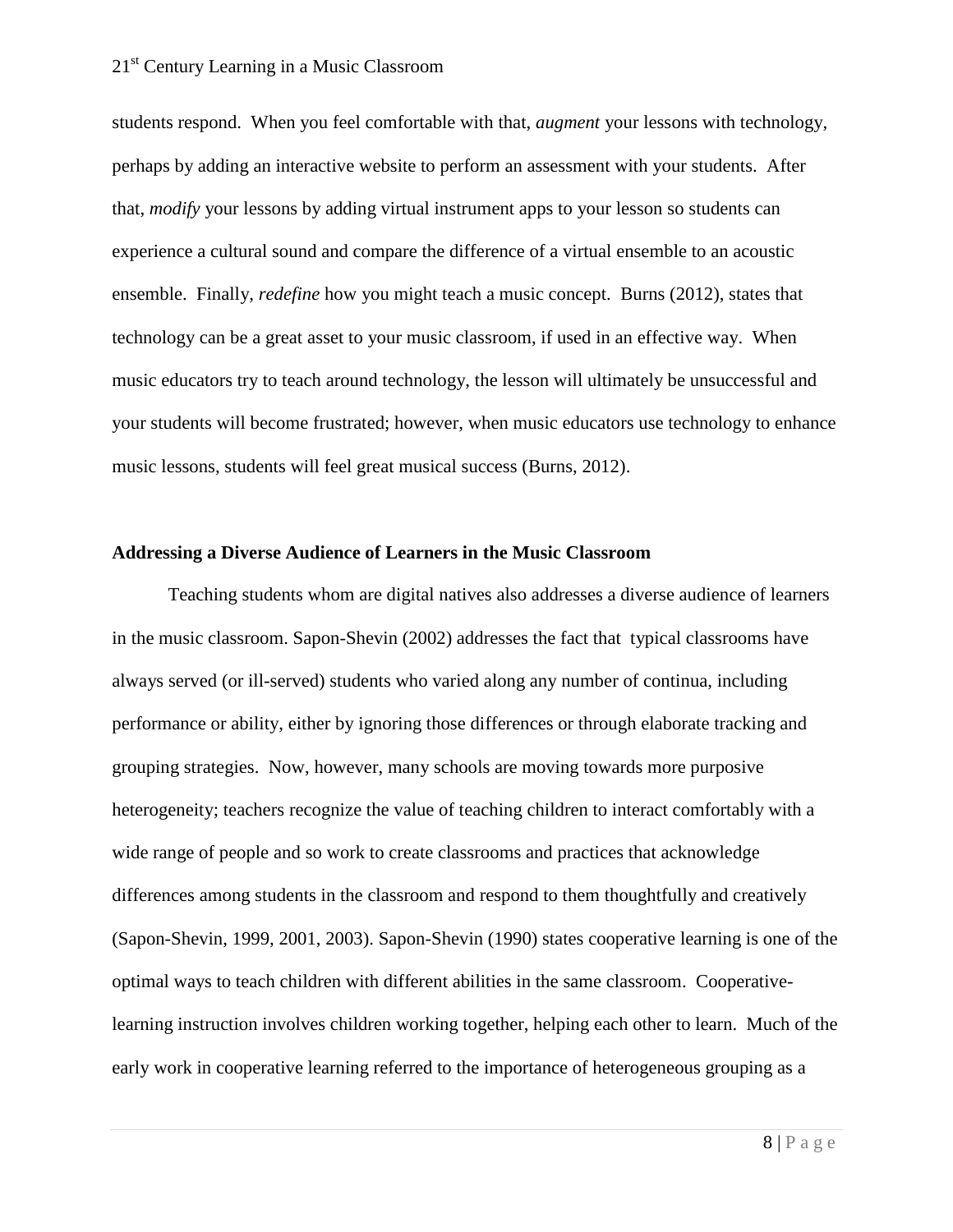students respond. When you feel comfortable with that, *augment* your lessons with technology, perhaps by adding an interactive website to perform an assessment with your students. After that, *modify* your lessons by adding virtual instrument apps to your lesson so students can experience a cultural sound and compare the difference of a virtual ensemble to an acoustic ensemble. Finally, *redefine* how you might teach a music concept. Burns (2012), states that technology can be a great asset to your music classroom, if used in an effective way. When music educators try to teach around technology, the lesson will ultimately be unsuccessful and your students will become frustrated; however, when music educators use technology to enhance music lessons, students will feel great musical success (Burns, 2012).

**Addressing a Diverse Audience of Learners in the Music Classroom**

Teaching students whom are digital natives also addresses a diverse audience of learners in the music classroom. Sapon-Shevin (2002) addresses the fact that typical classrooms have always served (or ill-served) students who varied along any number of continua, including performance or ability, either by ignoring those differences or through elaborate tracking and grouping strategies. Now, however, many schools are moving towards more purposive heterogeneity; teachers recognize the value of teaching children to interact comfortably with a wide range of people and so work to create classrooms and practices that acknowledge differences among students in the classroom and respond to them thoughtfully and creatively (Sapon-Shevin, 1999, 2001, 2003). Sapon-Shevin (1990) states cooperative learning is one of the optimal ways to teach children with different abilities in the same classroom. Cooperative-learning instruction involves children working together, helping each other to learn. Much of the early work in cooperative learning referred to the importance of heterogeneous grouping as a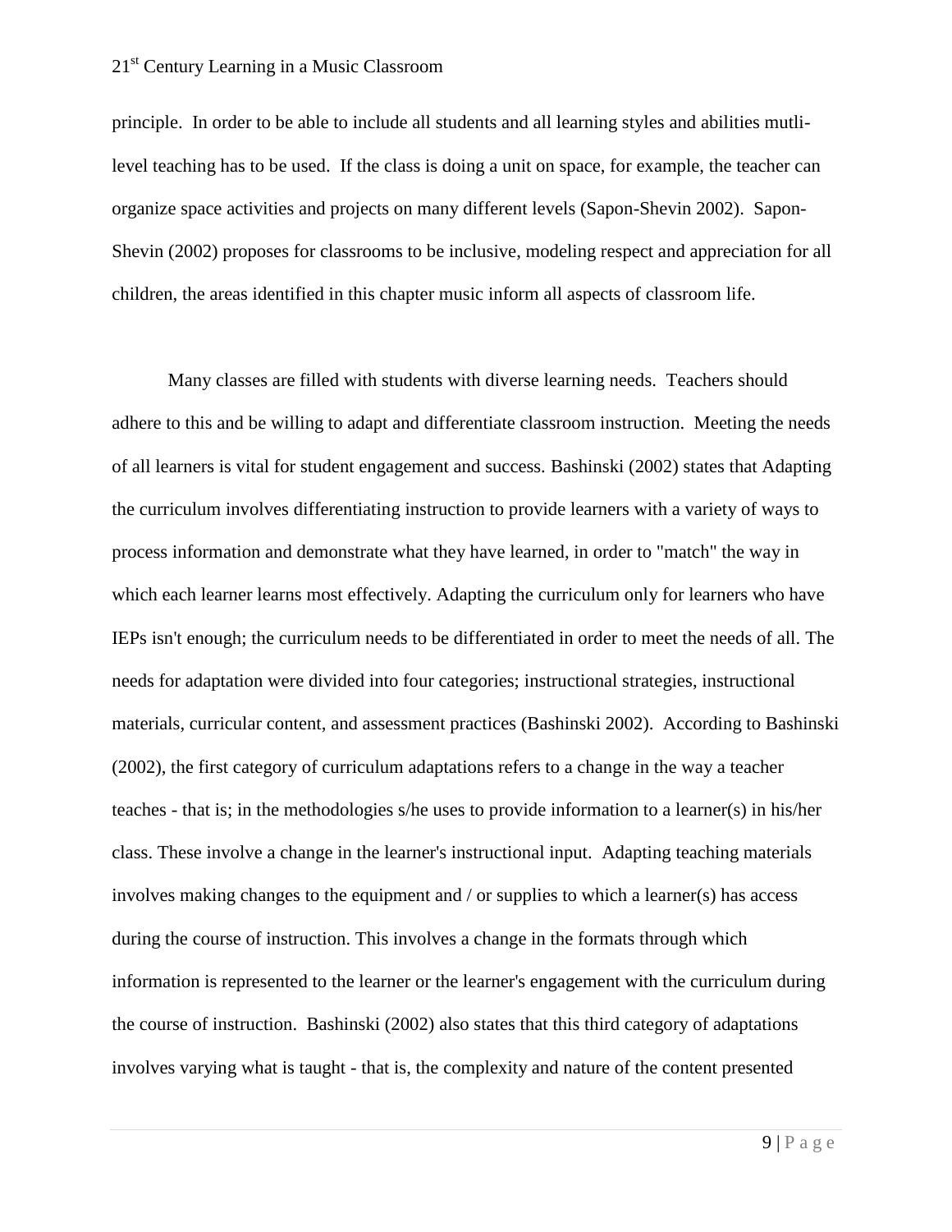principle. In order to be able to include all students and all learning styles and abilities mutli-level teaching has to be used. If the class is doing a unit on space, for example, the teacher can organize space activities and projects on many different levels (Sapon-Shevin 2002). Sapon-Shevin (2002) proposes for classrooms to be inclusive, modeling respect and appreciation for all children, the areas identified in this chapter music inform all aspects of classroom life.

Many classes are filled with students with diverse learning needs. Teachers should adhere to this and be willing to adapt and differentiate classroom instruction. Meeting the needs of all learners is vital for student engagement and success. Bashinski (2002) states that Adapting the curriculum involves differentiating instruction to provide learners with a variety of ways to process information and demonstrate what they have learned, in order to "match" the way in which each learner learns most effectively. Adapting the curriculum only for learners who have IEPs isn't enough; the curriculum needs to be differentiated in order to meet the needs of all. The needs for adaptation were divided into four categories; instructional strategies, instructional materials, curricular content, and assessment practices (Bashinski 2002). According to Bashinski (2002), the first category of curriculum adaptations refers to a change in the way a teacher teaches - that is; in the methodologies s/he uses to provide information to a learner(s) in his/her class. These involve a change in the learner's instructional input. Adapting teaching materials involves making changes to the equipment and / or supplies to which a learner(s) has access during the course of instruction. This involves a change in the formats through which information is represented to the learner or the learner's engagement with the curriculum during the course of instruction. Bashinski (2002) also states that this third category of adaptations involves varying what is taught - that is, the complexity and nature of the content presented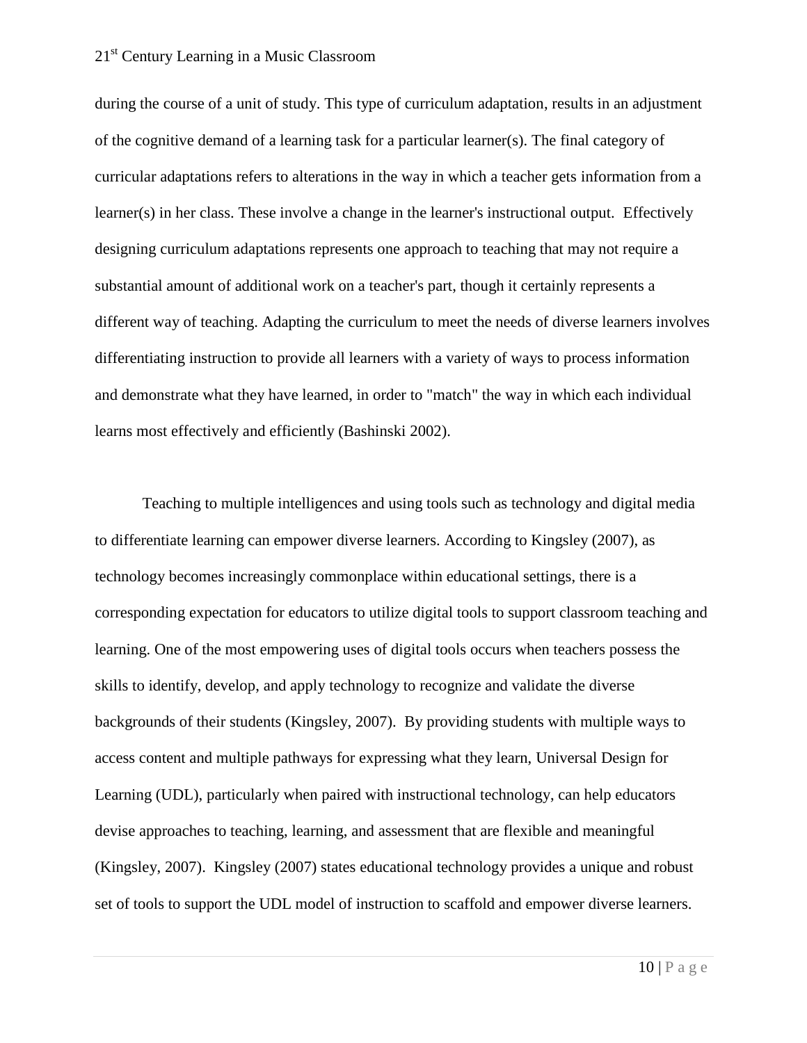during the course of a unit of study. This type of curriculum adaptation, results in an adjustment of the cognitive demand of a learning task for a particular learner(s). The final category of curricular adaptations refers to alterations in the way in which a teacher gets information from a learner(s) in her class. These involve a change in the learner's instructional output. Effectively designing curriculum adaptations represents one approach to teaching that may not require a substantial amount of additional work on a teacher's part, though it certainly represents a different way of teaching. Adapting the curriculum to meet the needs of diverse learners involves differentiating instruction to provide all learners with a variety of ways to process information and demonstrate what they have learned, in order to "match" the way in which each individual learns most effectively and efficiently (Bashinski 2002).

Teaching to multiple intelligences and using tools such as technology and digital media to differentiate learning can empower diverse learners. According to Kingsley (2007), as technology becomes increasingly commonplace within educational settings, there is a corresponding expectation for educators to utilize digital tools to support classroom teaching and learning. One of the most empowering uses of digital tools occurs when teachers possess the skills to identify, develop, and apply technology to recognize and validate the diverse backgrounds of their students (Kingsley, 2007). By providing students with multiple ways to access content and multiple pathways for expressing what they learn, Universal Design for Learning (UDL), particularly when paired with instructional technology, can help educators devise approaches to teaching, learning, and assessment that are flexible and meaningful (Kingsley, 2007). Kingsley (2007) states educational technology provides a unique and robust set of tools to support the UDL model of instruction to scaffold and empower diverse learners.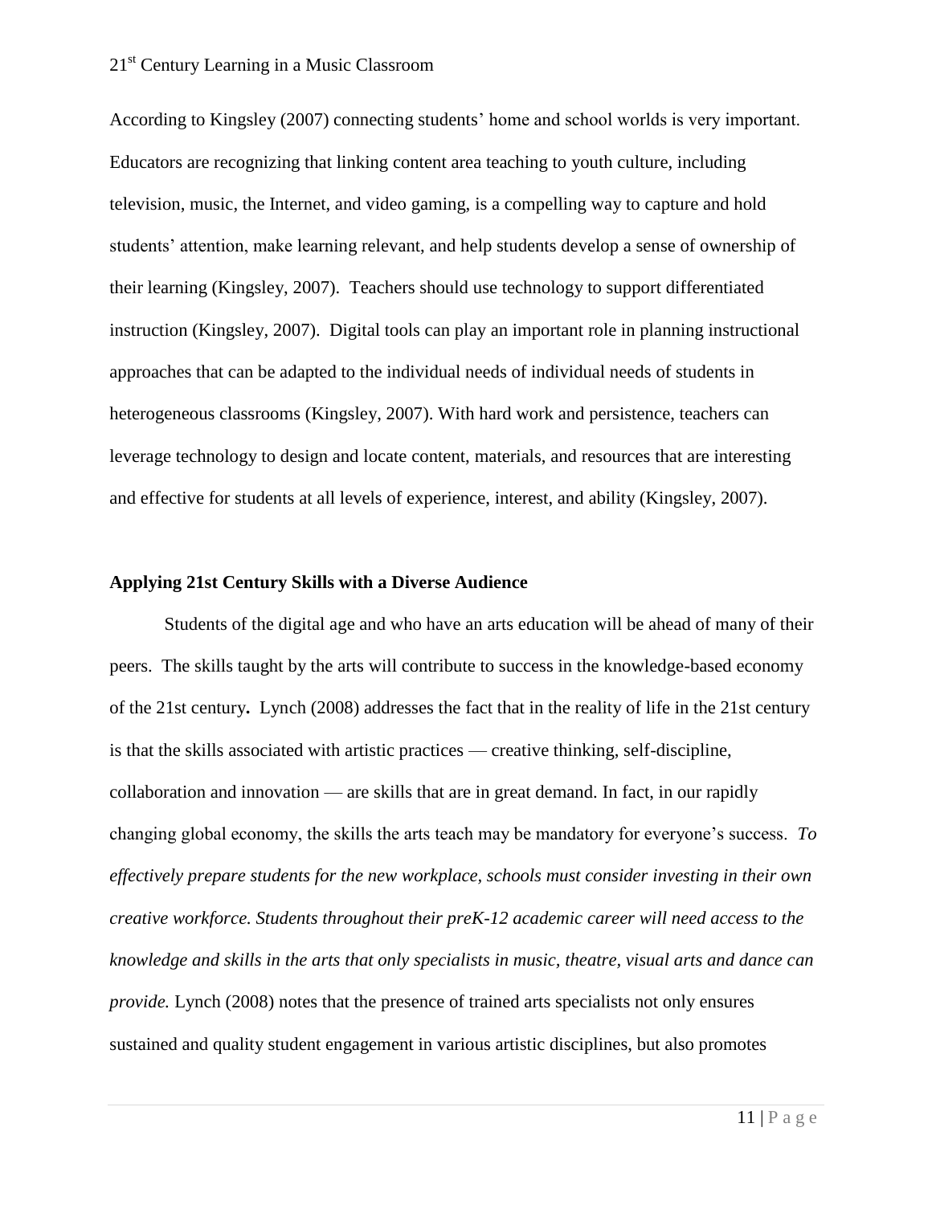According to Kingsley (2007) connecting students' home and school worlds is very important. Educators are recognizing that linking content area teaching to youth culture, including television, music, the Internet, and video gaming, is a compelling way to capture and hold students' attention, make learning relevant, and help students develop a sense of ownership of their learning (Kingsley, 2007). Teachers should use technology to support differentiated instruction (Kingsley, 2007). Digital tools can play an important role in planning instructional approaches that can be adapted to the individual needs of individual needs of students in heterogeneous classrooms (Kingsley, 2007). With hard work and persistence, teachers can leverage technology to design and locate content, materials, and resources that are interesting and effective for students at all levels of experience, interest, and ability (Kingsley, 2007).

**Applying 21st Century Skills with a Diverse Audience**

Students of the digital age and who have an arts education will be ahead of many of their peers. The skills taught by the arts will contribute to success in the knowledge-based economy of the 21st century**.** Lynch (2008) addresses the fact that in the reality of life in the 21st century is that the skills associated with artistic practices — creative thinking, self-discipline, collaboration and innovation — are skills that are in great demand. In fact, in our rapidly changing global economy, the skills the arts teach may be mandatory for everyone's success. *To effectively prepare students for the new workplace, schools must consider investing in their own creative workforce. Students throughout their preK-12 academic career will need access to the knowledge and skills in the arts that only specialists in music, theatre, visual arts and dance can provide.* Lynch (2008) notes that the presence of trained arts specialists not only ensures sustained and quality student engagement in various artistic disciplines, but also promotes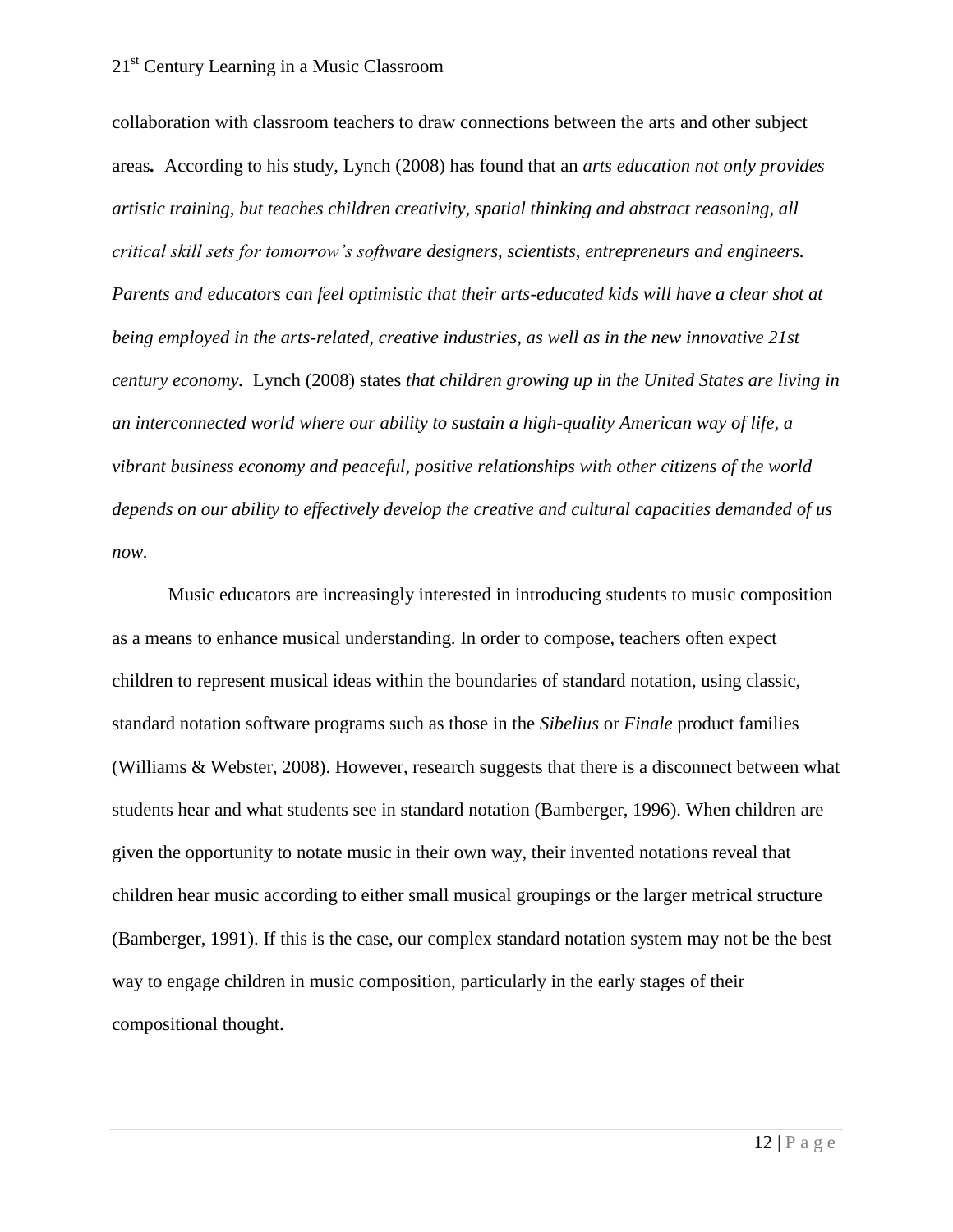collaboration with classroom teachers to draw connections between the arts and other subject areas**.** According to his study, Lynch (2008) has found that an *arts education not only provides artistic training, but teaches children creativity, spatial thinking and abstract reasoning, all critical skill sets for tomorrow's software designers, scientists, entrepreneurs and engineers. Parents and educators can feel optimistic that their arts-educated kids will have a clear shot at being employed in the arts-related, creative industries, as well as in the new innovative 21st century economy.* Lynch (2008) states *that children growing up in the United States are living in an interconnected world where our ability to sustain a high-quality American way of life, a vibrant business economy and peaceful, positive relationships with other citizens of the world depends on our ability to effectively develop the creative and cultural capacities demanded of us now.*

Music educators are increasingly interested in introducing students to music composition as a means to enhance musical understanding. In order to compose, teachers often expect children to represent musical ideas within the boundaries of standard notation, using classic, standard notation software programs such as those in the *Sibelius* or *Finale* product families (Williams & Webster, 2008). However, research suggests that there is a disconnect between what students hear and what students see in standard notation (Bamberger, 1996). When children are given the opportunity to notate music in their own way, their invented notations reveal that children hear music according to either small musical groupings or the larger metrical structure (Bamberger, 1991). If this is the case, our complex standard notation system may not be the best way to engage children in music composition, particularly in the early stages of their compositional thought.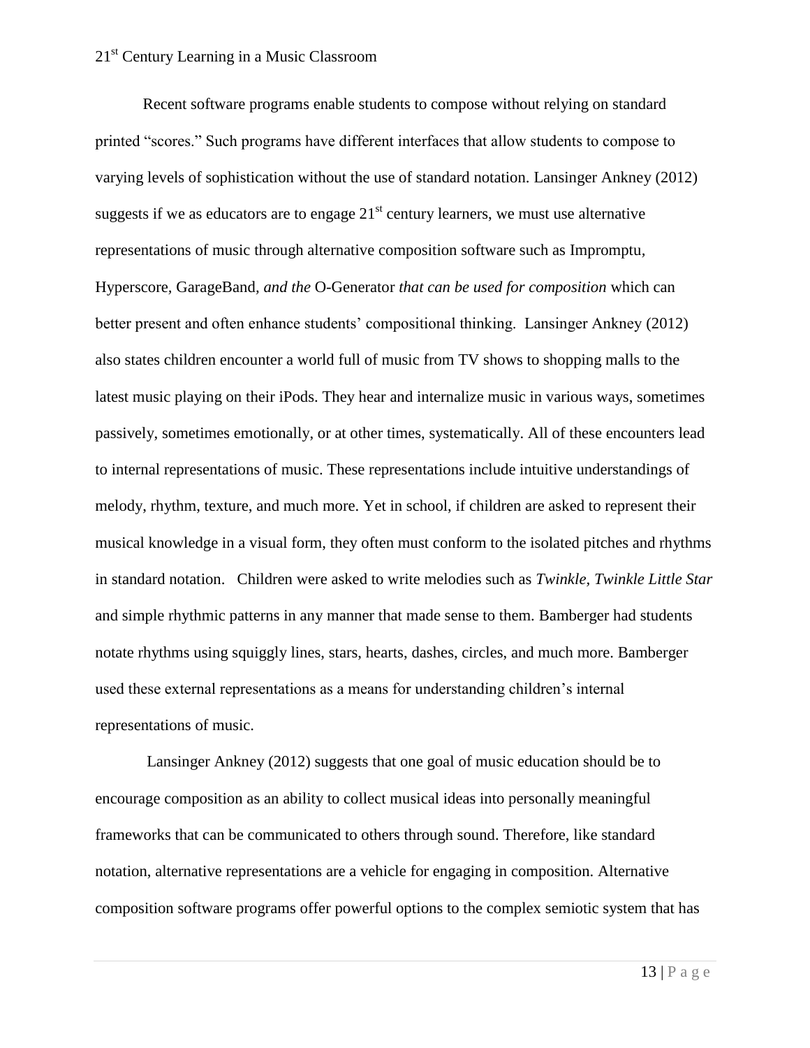Recent software programs enable students to compose without relying on standard printed "scores." Such programs have different interfaces that allow students to compose to varying levels of sophistication without the use of standard notation. Lansinger Ankney (2012) suggests if we as educators are to engage 21st century learners, we must use alternative representations of music through alternative composition software such as Impromptu, Hyperscore, GarageBand, *and the* O-Generator *that can be used for composition* which can better present and often enhance students' compositional thinking. Lansinger Ankney (2012) also states children encounter a world full of music from TV shows to shopping malls to the latest music playing on their iPods. They hear and internalize music in various ways, sometimes passively, sometimes emotionally, or at other times, systematically. All of these encounters lead to internal representations of music. These representations include intuitive understandings of melody, rhythm, texture, and much more. Yet in school, if children are asked to represent their musical knowledge in a visual form, they often must conform to the isolated pitches and rhythms in standard notation. Children were asked to write melodies such as *Twinkle, Twinkle Little Star* and simple rhythmic patterns in any manner that made sense to them. Bamberger had students notate rhythms using squiggly lines, stars, hearts, dashes, circles, and much more. Bamberger used these external representations as a means for understanding children's internal representations of music.

Lansinger Ankney (2012) suggests that one goal of music education should be to encourage composition as an ability to collect musical ideas into personally meaningful frameworks that can be communicated to others through sound. Therefore, like standard notation, alternative representations are a vehicle for engaging in composition. Alternative composition software programs offer powerful options to the complex semiotic system that has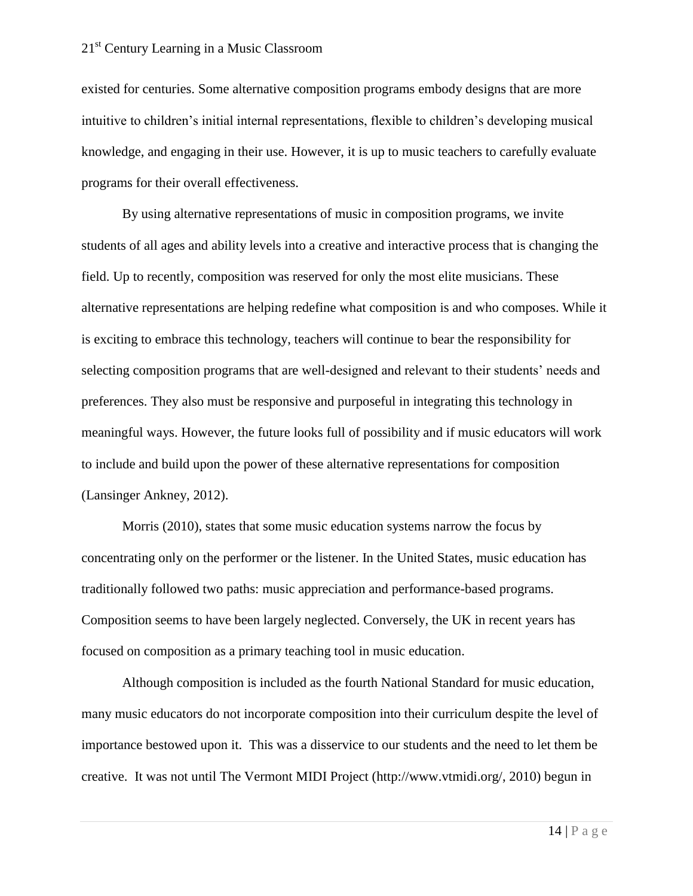existed for centuries. Some alternative composition programs embody designs that are more intuitive to children's initial internal representations, flexible to children's developing musical knowledge, and engaging in their use. However, it is up to music teachers to carefully evaluate programs for their overall effectiveness.

By using alternative representations of music in composition programs, we invite students of all ages and ability levels into a creative and interactive process that is changing the field. Up to recently, composition was reserved for only the most elite musicians. These alternative representations are helping redefine what composition is and who composes. While it is exciting to embrace this technology, teachers will continue to bear the responsibility for selecting composition programs that are well-designed and relevant to their students' needs and preferences. They also must be responsive and purposeful in integrating this technology in meaningful ways. However, the future looks full of possibility and if music educators will work to include and build upon the power of these alternative representations for composition (Lansinger Ankney, 2012).

Morris (2010), states that some music education systems narrow the focus by concentrating only on the performer or the listener. In the United States, music education has traditionally followed two paths: music appreciation and performance-based programs. Composition seems to have been largely neglected. Conversely, the UK in recent years has focused on composition as a primary teaching tool in music education.

Although composition is included as the fourth National Standard for music education, many music educators do not incorporate composition into their curriculum despite the level of importance bestowed upon it. This was a disservice to our students and the need to let them be creative. It was not until The Vermont MIDI Project (http://www.vtmidi.org/, 2010) begun in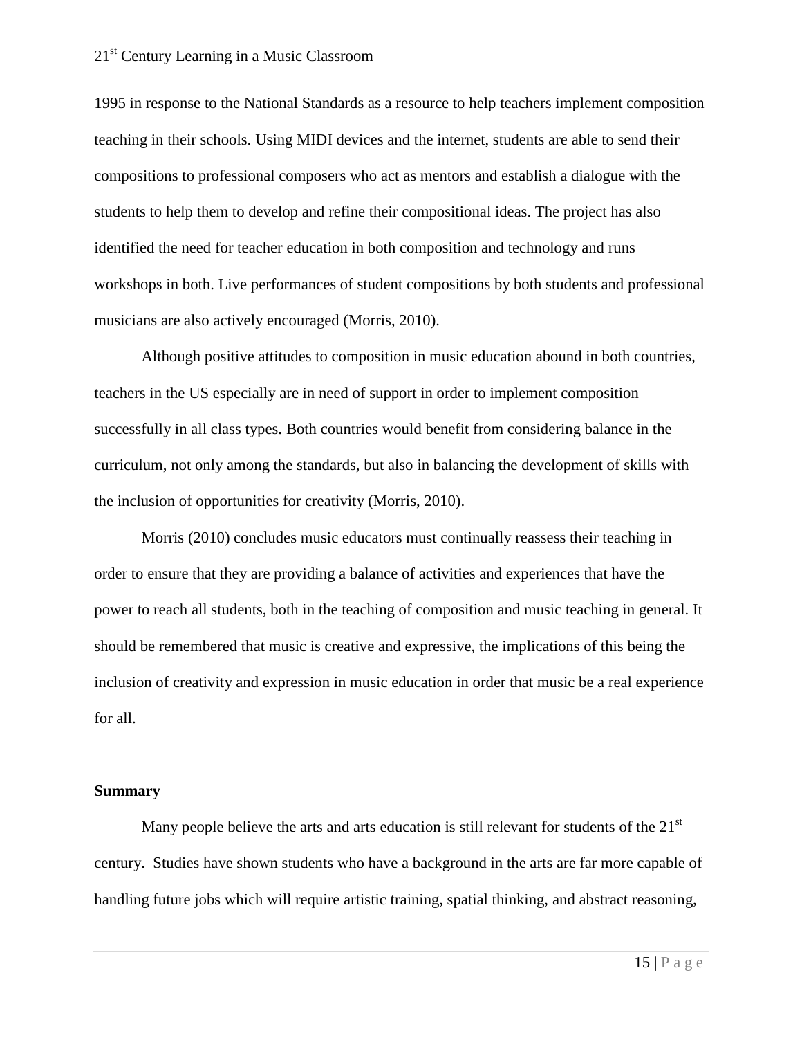1995 in response to the National Standards as a resource to help teachers implement composition teaching in their schools. Using MIDI devices and the internet, students are able to send their compositions to professional composers who act as mentors and establish a dialogue with the students to help them to develop and refine their compositional ideas. The project has also identified the need for teacher education in both composition and technology and runs workshops in both. Live performances of student compositions by both students and professional musicians are also actively encouraged (Morris, 2010).

Although positive attitudes to composition in music education abound in both countries, teachers in the US especially are in need of support in order to implement composition successfully in all class types. Both countries would benefit from considering balance in the curriculum, not only among the standards, but also in balancing the development of skills with the inclusion of opportunities for creativity (Morris, 2010).

Morris (2010) concludes music educators must continually reassess their teaching in order to ensure that they are providing a balance of activities and experiences that have the power to reach all students, both in the teaching of composition and music teaching in general. It should be remembered that music is creative and expressive, the implications of this being the inclusion of creativity and expression in music education in order that music be a real experience for all.

**Summary**

Many people believe the arts and arts education is still relevant for students of the 21st century. Studies have shown students who have a background in the arts are far more capable of handling future jobs which will require artistic training, spatial thinking, and abstract reasoning,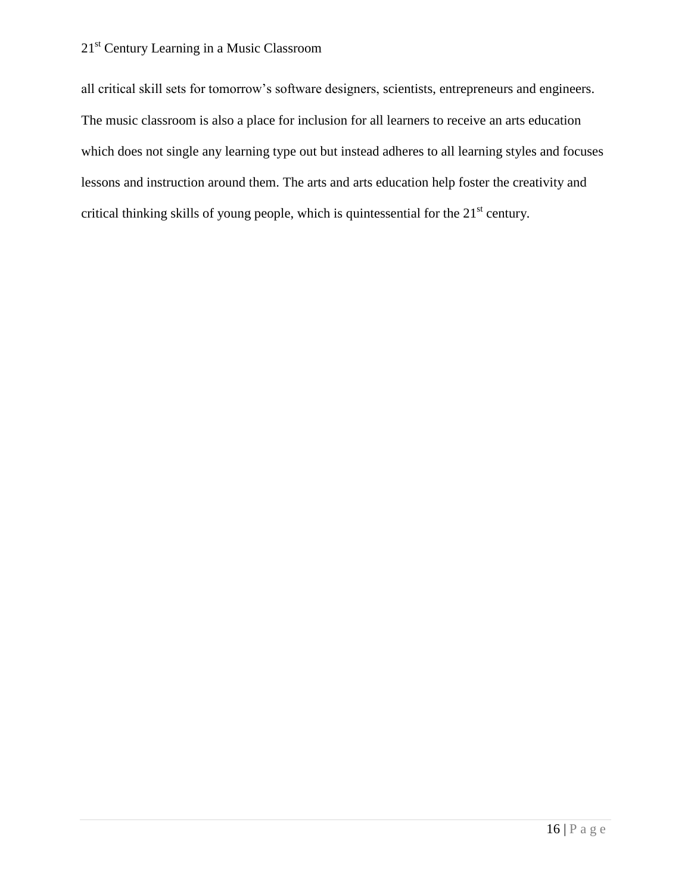all critical skill sets for tomorrow's software designers, scientists, entrepreneurs and engineers. The music classroom is also a place for inclusion for all learners to receive an arts education which does not single any learning type out but instead adheres to all learning styles and focuses lessons and instruction around them. The arts and arts education help foster the creativity and critical thinking skills of young people, which is quintessential for the 21st century.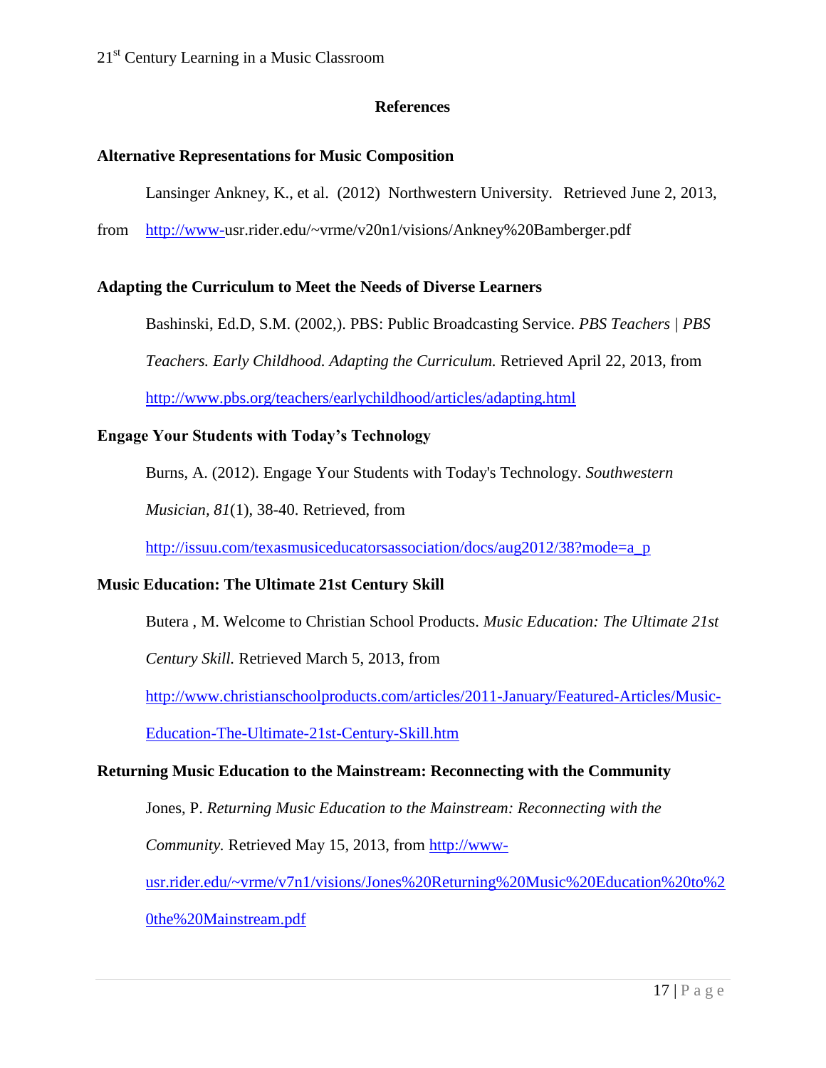## References

**Alternative Representations for Music Composition**

Lansinger Ankney, K., et al. (2012) Northwestern University. Retrieved June 2, 2013, from http://www-usr.rider.edu/~vrme/v20n1/visions/Ankney%20Bamberger.pdf

**Adapting the Curriculum to Meet the Needs of Diverse Learners**

Bashinski, Ed.D, S.M. (2002,). PBS: Public Broadcasting Service. *PBS Teachers | PBS Teachers. Early Childhood. Adapting the Curriculum.* Retrieved April 22, 2013, from http://www.pbs.org/teachers/earlychildhood/articles/adapting.html

**Engage Your Students with Today's Technology**

Burns, A. (2012). Engage Your Students with Today's Technology. *Southwestern Musician, 81*(1), 38-40. Retrieved, from http://issuu.com/texasmusiceducatorsassociation/docs/aug2012/38?mode=a_p

**Music Education: The Ultimate 21st Century Skill**

Butera , M. Welcome to Christian School Products. *Music Education: The Ultimate 21st Century Skill.* Retrieved March 5, 2013, from http://www.christianschoolproducts.com/articles/2011-January/Featured-Articles/Music-Education-The-Ultimate-21st-Century-Skill.htm

**Returning Music Education to the Mainstream: Reconnecting with the Community**

Jones, P. *Returning Music Education to the Mainstream: Reconnecting with the Community.* Retrieved May 15, 2013, from http://www-usr.rider.edu/~vrme/v7n1/visions/Jones%20Returning%20Music%20Education%20to%20the%20Mainstream.pdf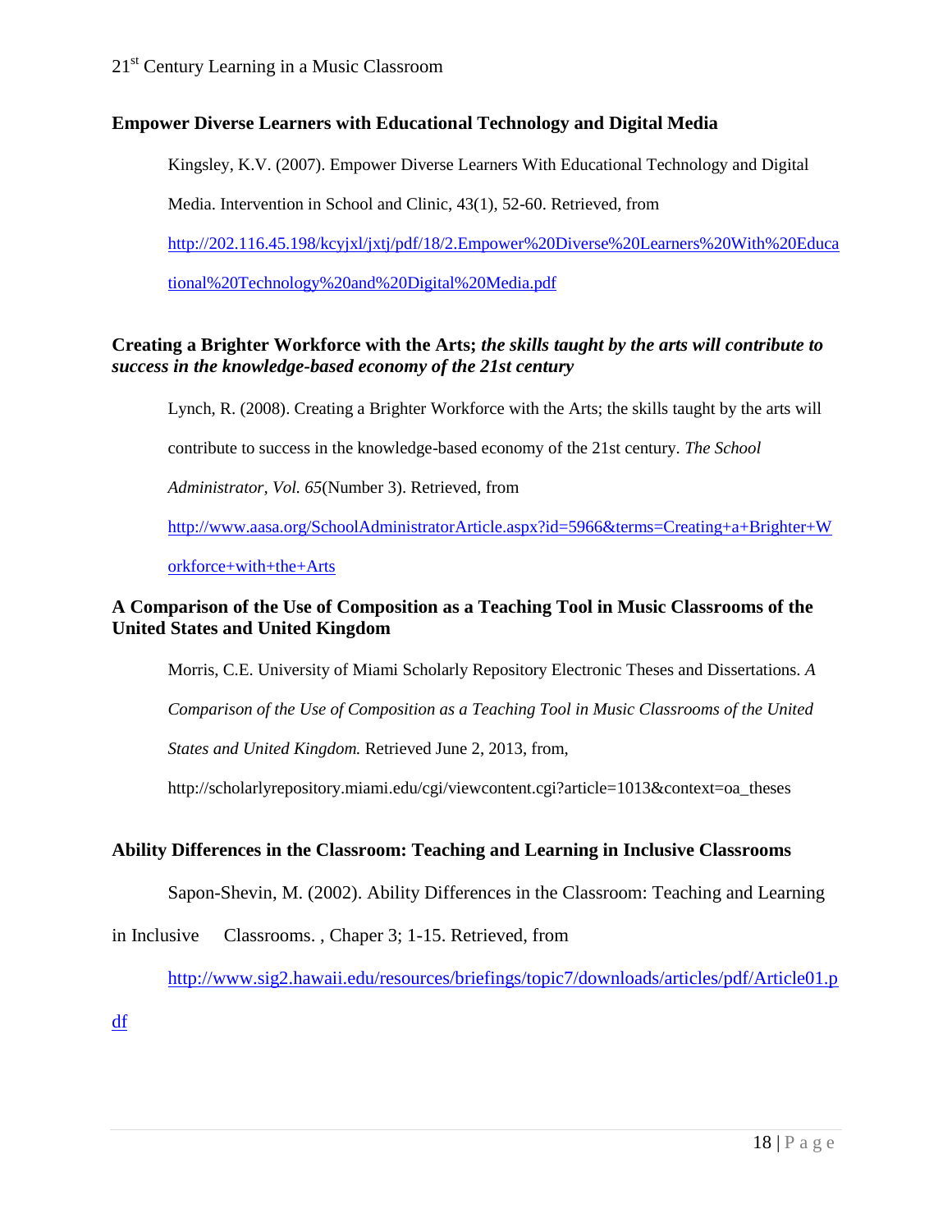**Empower Diverse Learners with Educational Technology and Digital Media**

Kingsley, K.V. (2007). Empower Diverse Learners With Educational Technology and Digital Media. Intervention in School and Clinic, 43(1), 52-60. Retrieved, from http://202.116.45.198/kcyjxl/jxtj/pdf/18/2.Empower%20Diverse%20Learners%20With%20Educational%20Technology%20and%20Digital%20Media.pdf

**Creating a Brighter Workforce with the Arts; *the skills taught by the arts will contribute to success in the knowledge-based economy of the 21st century***

Lynch, R. (2008). Creating a Brighter Workforce with the Arts; the skills taught by the arts will contribute to success in the knowledge-based economy of the 21st century. *The School Administrator, Vol. 65*(Number 3). Retrieved, from http://www.aasa.org/SchoolAdministratorArticle.aspx?id=5966&terms=Creating+a+Brighter+Workforce+with+the+Arts

**A Comparison of the Use of Composition as a Teaching Tool in Music Classrooms of the United States and United Kingdom**

Morris, C.E. University of Miami Scholarly Repository Electronic Theses and Dissertations. *A Comparison of the Use of Composition as a Teaching Tool in Music Classrooms of the United States and United Kingdom.* Retrieved June 2, 2013, from, http://scholarlyrepository.miami.edu/cgi/viewcontent.cgi?article=1013&context=oa_theses

**Ability Differences in the Classroom: Teaching and Learning in Inclusive Classrooms**

Sapon-Shevin, M. (2002). Ability Differences in the Classroom: Teaching and Learning in Inclusive Classrooms. , Chaper 3; 1-15. Retrieved, from http://www.sig2.hawaii.edu/resources/briefings/topic7/downloads/articles/pdf/Article01.pdf